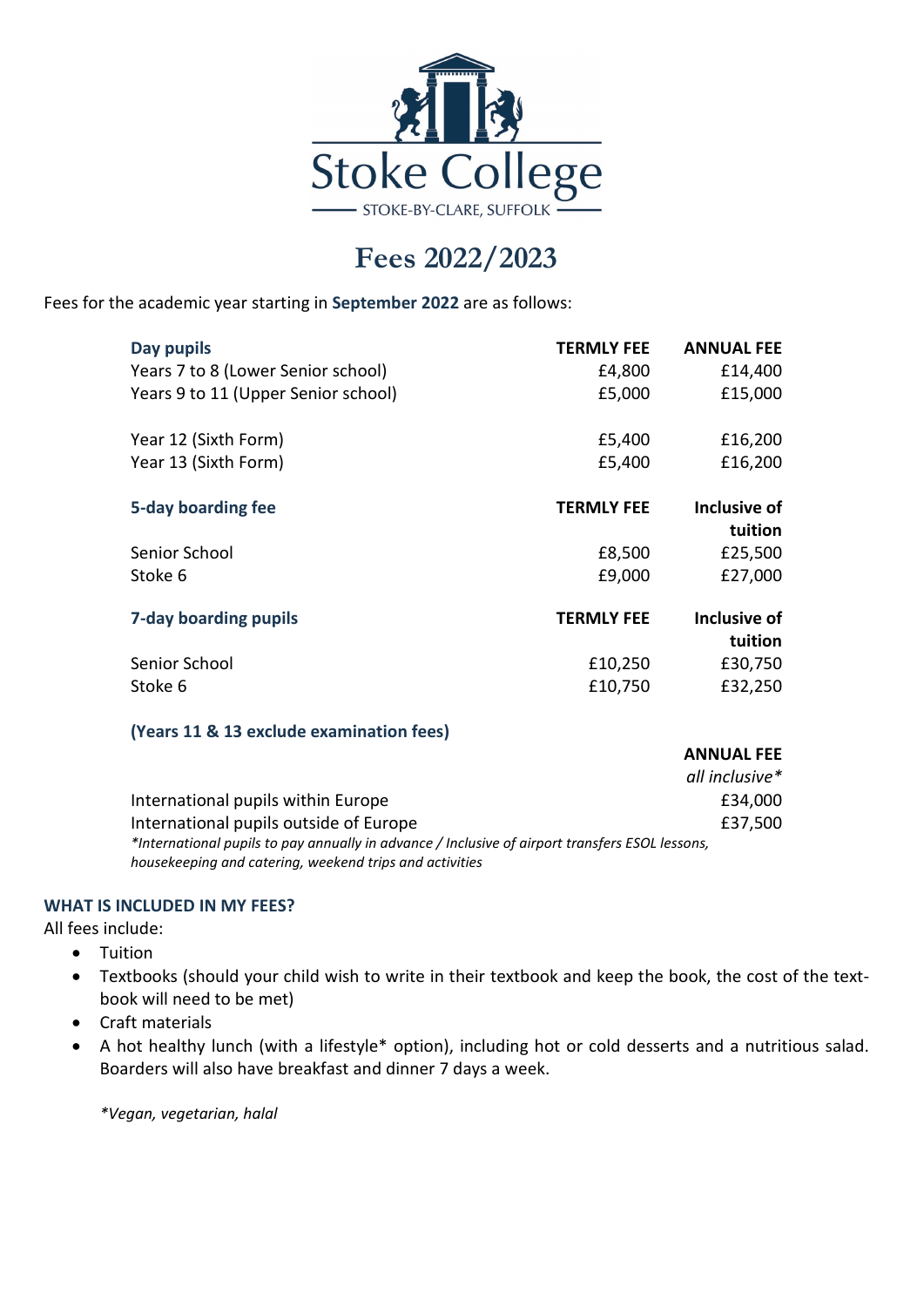Stoke College

STOKE-BY-CLARE, SUFFOLK

# Fees 2022/2023

Fees for the academic year starting in **September 2022** are as follows:

| **Day pupils** | **TERMLY FEE** | **ANNUAL FEE** |
|---|---|---|
| Years 7 to 8 (Lower Senior school) | £4,800 | £14,400 |
| Years 9 to 11 (Upper Senior school) | £5,000 | £15,000 |
| Year 12 (Sixth Form) | £5,400 | £16,200 |
| Year 13 (Sixth Form) | £5,400 | £16,200 |
| **5-day boarding fee** | **TERMLY FEE** | **Inclusive of tuition** |
| Senior School | £8,500 | £25,500 |
| Stoke 6 | £9,000 | £27,000 |
| **7-day boarding pupils** | **TERMLY FEE** | **Inclusive of tuition** |
| Senior School | £10,250 | £30,750 |
| Stoke 6 | £10,750 | £32,250 |

**(Years 11 & 13 exclude examination fees)**

| | **ANNUAL FEE** *all inclusive** |
|---|---|
| International pupils within Europe | £34,000 |
| International pupils outside of Europe | £37,500 |

*\*International pupils to pay annually in advance / Inclusive of airport transfers ESOL lessons, housekeeping and catering, weekend trips and activities*

**WHAT IS INCLUDED IN MY FEES?**

All fees include:

- Tuition
- Textbooks (should your child wish to write in their textbook and keep the book, the cost of the text-book will need to be met)
- Craft materials
- A hot healthy lunch (with a lifestyle* option), including hot or cold desserts and a nutritious salad. Boarders will also have breakfast and dinner 7 days a week.

*\*Vegan, vegetarian, halal*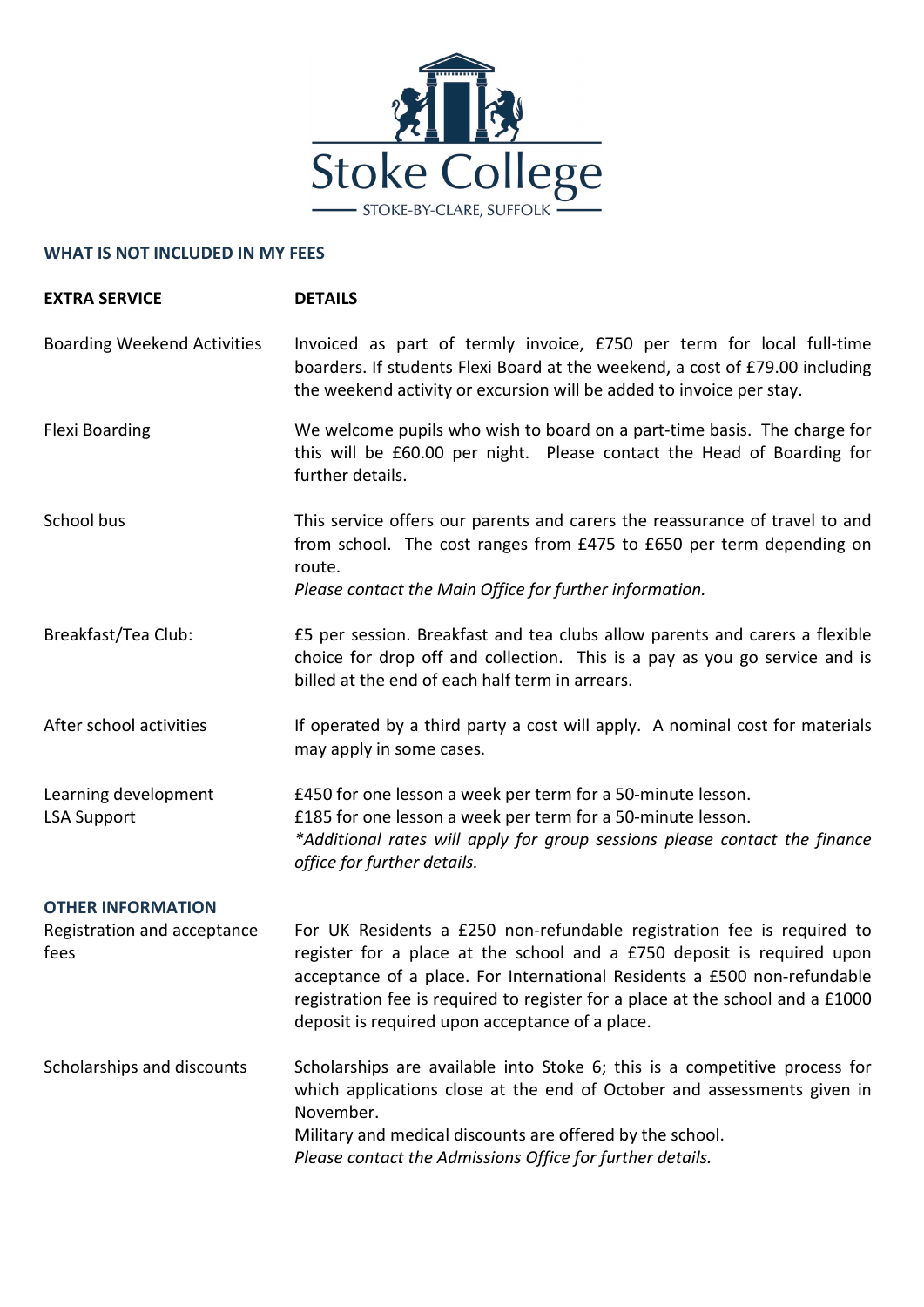Stoke College

STOKE-BY-CLARE, SUFFOLK

## WHAT IS NOT INCLUDED IN MY FEES

| EXTRA SERVICE | DETAILS |
| --- | --- |
| Boarding Weekend Activities | Invoiced as part of termly invoice, £750 per term for local full-time boarders. If students Flexi Board at the weekend, a cost of £79.00 including the weekend activity or excursion will be added to invoice per stay. |
| Flexi Boarding | We welcome pupils who wish to board on a part-time basis. The charge for this will be £60.00 per night. Please contact the Head of Boarding for further details. |
| School bus | This service offers our parents and carers the reassurance of travel to and from school. The cost ranges from £475 to £650 per term depending on route.<br>*Please contact the Main Office for further information.* |
| Breakfast/Tea Club: | £5 per session. Breakfast and tea clubs allow parents and carers a flexible choice for drop off and collection. This is a pay as you go service and is billed at the end of each half term in arrears. |
| After school activities | If operated by a third party a cost will apply. A nominal cost for materials may apply in some cases. |
| Learning development<br>LSA Support | £450 for one lesson a week per term for a 50-minute lesson.<br>£185 for one lesson a week per term for a 50-minute lesson.<br>*\*Additional rates will apply for group sessions please contact the finance office for further details.* |

### OTHER INFORMATION

| | |
| --- | --- |
| Registration and acceptance fees | For UK Residents a £250 non-refundable registration fee is required to register for a place at the school and a £750 deposit is required upon acceptance of a place. For International Residents a £500 non-refundable registration fee is required to register for a place at the school and a £1000 deposit is required upon acceptance of a place. |
| Scholarships and discounts | Scholarships are available into Stoke 6; this is a competitive process for which applications close at the end of October and assessments given in November.<br>Military and medical discounts are offered by the school.<br>*Please contact the Admissions Office for further details.* |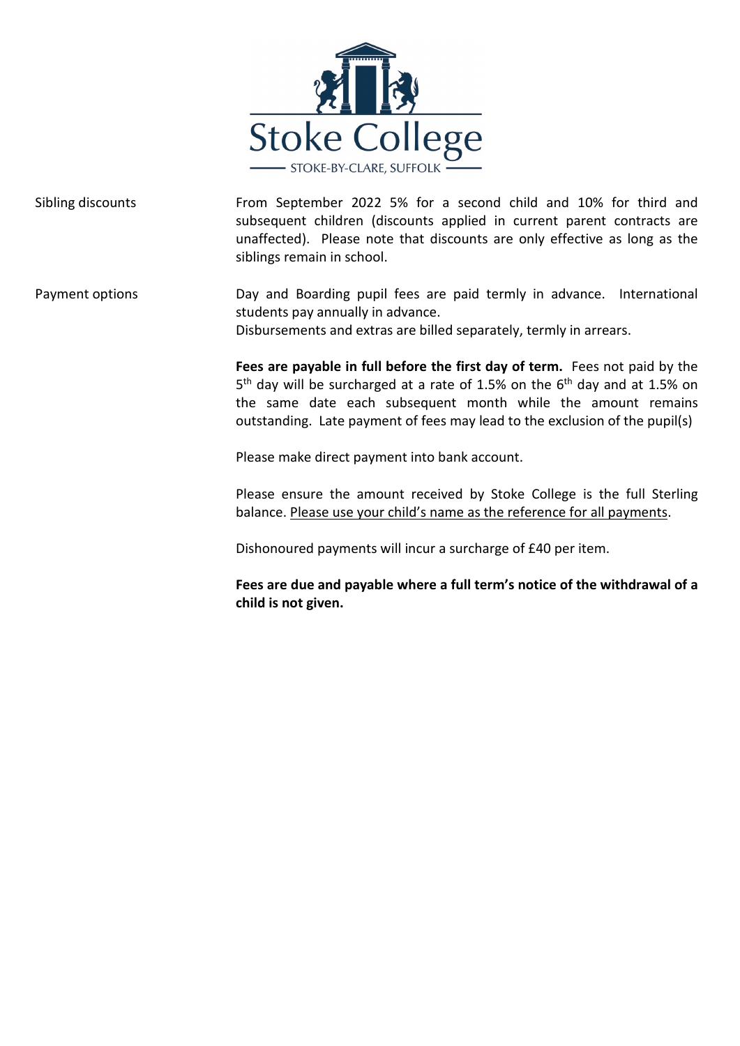Stoke College
STOKE-BY-CLARE, SUFFOLK

| | |
|---|---|
| Sibling discounts | From September 2022 5% for a second child and 10% for third and subsequent children (discounts applied in current parent contracts are unaffected). Please note that discounts are only effective as long as the siblings remain in school. |
| Payment options | Day and Boarding pupil fees are paid termly in advance. International students pay annually in advance.<br>Disbursements and extras are billed separately, termly in arrears.<br><br>**Fees are payable in full before the first day of term.** Fees not paid by the 5th day will be surcharged at a rate of 1.5% on the 6th day and at 1.5% on the same date each subsequent month while the amount remains outstanding. Late payment of fees may lead to the exclusion of the pupil(s)<br><br>Please make direct payment into bank account.<br><br>Please ensure the amount received by Stoke College is the full Sterling balance. Please use your child's name as the reference for all payments.<br><br>Dishonoured payments will incur a surcharge of £40 per item.<br><br>**Fees are due and payable where a full term's notice of the withdrawal of a child is not given.** |